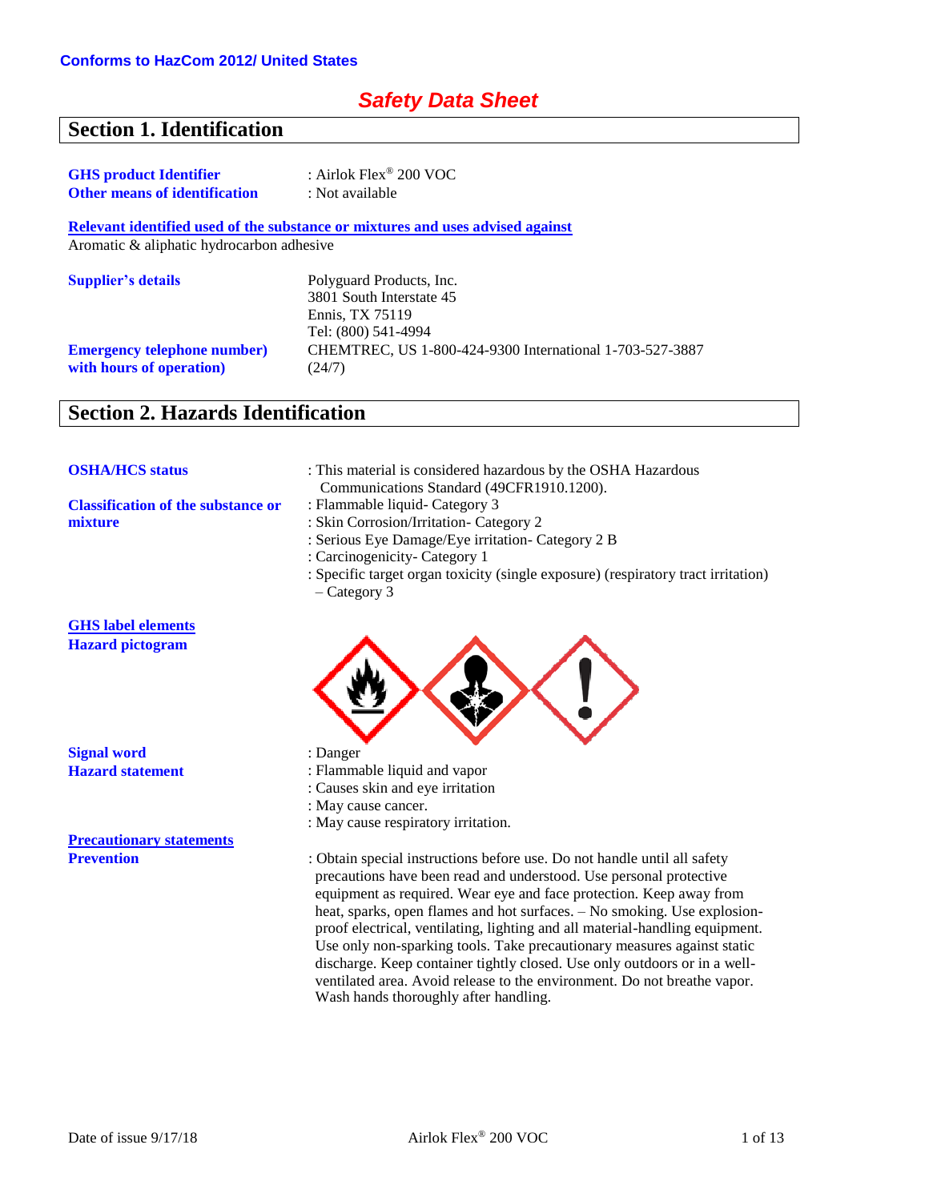**Conforms to HazCom 2012/ United States**

# *Safety Data Sheet*

## Section 1. Identification

**GHS product Identifier** : Airlok Flex® 200 VOC
**Other means of identification** : Not available

**Relevant identified used of the substance or mixtures and uses advised against**
Aromatic & aliphatic hydrocarbon adhesive

**Supplier's details**
Polyguard Products, Inc.
3801 South Interstate 45
Ennis, TX 75119
Tel: (800) 541-4994

**Emergency telephone number) with hours of operation)**
CHEMTREC, US 1-800-424-9300 International 1-703-527-3887 (24/7)

## Section 2. Hazards Identification

**OSHA/HCS status** : This material is considered hazardous by the OSHA Hazardous Communications Standard (49CFR1910.1200).

**Classification of the substance or mixture**
: Flammable liquid- Category 3
: Skin Corrosion/Irritation- Category 2
: Serious Eye Damage/Eye irritation- Category 2 B
: Carcinogenicity- Category 1
: Specific target organ toxicity (single exposure) (respiratory tract irritation) – Category 3

**GHS label elements**
**Hazard pictogram**

**Signal word** : Danger
**Hazard statement**
: Flammable liquid and vapor
: Causes skin and eye irritation
: May cause cancer.
: May cause respiratory irritation.

**Precautionary statements**
**Prevention**
: Obtain special instructions before use. Do not handle until all safety precautions have been read and understood. Use personal protective equipment as required. Wear eye and face protection. Keep away from heat, sparks, open flames and hot surfaces. – No smoking. Use explosion-proof electrical, ventilating, lighting and all material-handling equipment. Use only non-sparking tools. Take precautionary measures against static discharge. Keep container tightly closed. Use only outdoors or in a well-ventilated area. Avoid release to the environment. Do not breathe vapor. Wash hands thoroughly after handling.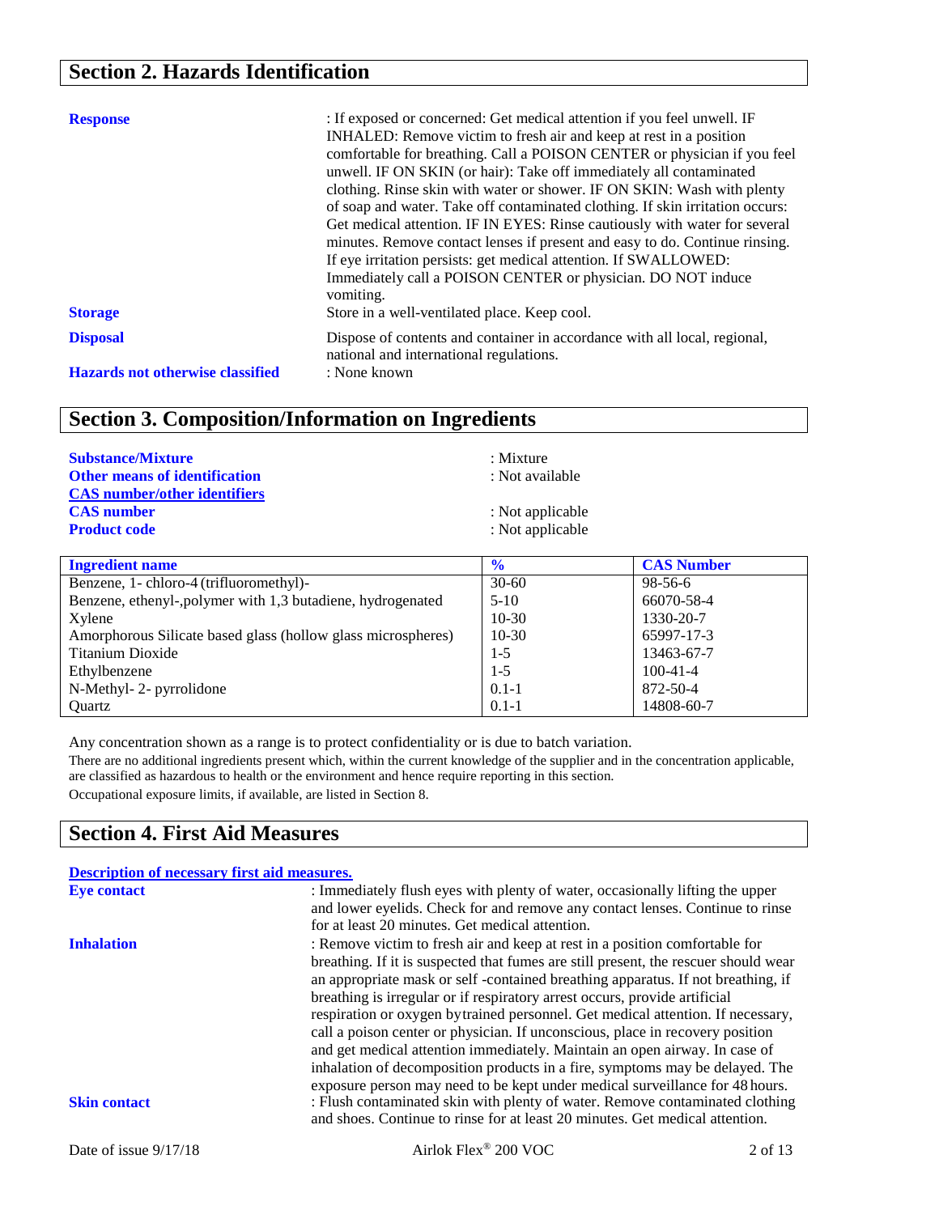## Section 2. Hazards Identification

**Response** : If exposed or concerned: Get medical attention if you feel unwell. IF INHALED: Remove victim to fresh air and keep at rest in a position comfortable for breathing. Call a POISON CENTER or physician if you feel unwell. IF ON SKIN (or hair): Take off immediately all contaminated clothing. Rinse skin with water or shower. IF ON SKIN: Wash with plenty of soap and water. Take off contaminated clothing. If skin irritation occurs: Get medical attention. IF IN EYES: Rinse cautiously with water for several minutes. Remove contact lenses if present and easy to do. Continue rinsing. If eye irritation persists: get medical attention. If SWALLOWED: Immediately call a POISON CENTER or physician. DO NOT induce vomiting.

**Storage** Store in a well-ventilated place. Keep cool.

**Disposal** Dispose of contents and container in accordance with all local, regional, national and international regulations.

**Hazards not otherwise classified** : None known

## Section 3. Composition/Information on Ingredients

**Substance/Mixture** : Mixture

**Other means of identification** : Not available

**CAS number/other identifiers**

**CAS number** : Not applicable

**Product code** : Not applicable

| Ingredient name | % | CAS Number |
|---|---|---|
| Benzene, 1- chloro-4 (trifluoromethyl)- | 30-60 | 98-56-6 |
| Benzene, ethenyl-,polymer with 1,3 butadiene, hydrogenated | 5-10 | 66070-58-4 |
| Xylene | 10-30 | 1330-20-7 |
| Amorphorous Silicate based glass (hollow glass microspheres) | 10-30 | 65997-17-3 |
| Titanium Dioxide | 1-5 | 13463-67-7 |
| Ethylbenzene | 1-5 | 100-41-4 |
| N-Methyl- 2- pyrrolidone | 0.1-1 | 872-50-4 |
| Quartz | 0.1-1 | 14808-60-7 |

Any concentration shown as a range is to protect confidentiality or is due to batch variation.

There are no additional ingredients present which, within the current knowledge of the supplier and in the concentration applicable, are classified as hazardous to health or the environment and hence require reporting in this section.

Occupational exposure limits, if available, are listed in Section 8.

## Section 4. First Aid Measures

**Description of necessary first aid measures.**

**Eye contact** : Immediately flush eyes with plenty of water, occasionally lifting the upper and lower eyelids. Check for and remove any contact lenses. Continue to rinse for at least 20 minutes. Get medical attention.

**Inhalation** : Remove victim to fresh air and keep at rest in a position comfortable for breathing. If it is suspected that fumes are still present, the rescuer should wear an appropriate mask or self -contained breathing apparatus. If not breathing, if breathing is irregular or if respiratory arrest occurs, provide artificial respiration or oxygen bytrained personnel. Get medical attention. If necessary, call a poison center or physician. If unconscious, place in recovery position and get medical attention immediately. Maintain an open airway. In case of inhalation of decomposition products in a fire, symptoms may be delayed. The exposure person may need to be kept under medical surveillance for 48 hours.

**Skin contact** : Flush contaminated skin with plenty of water. Remove contaminated clothing and shoes. Continue to rinse for at least 20 minutes. Get medical attention.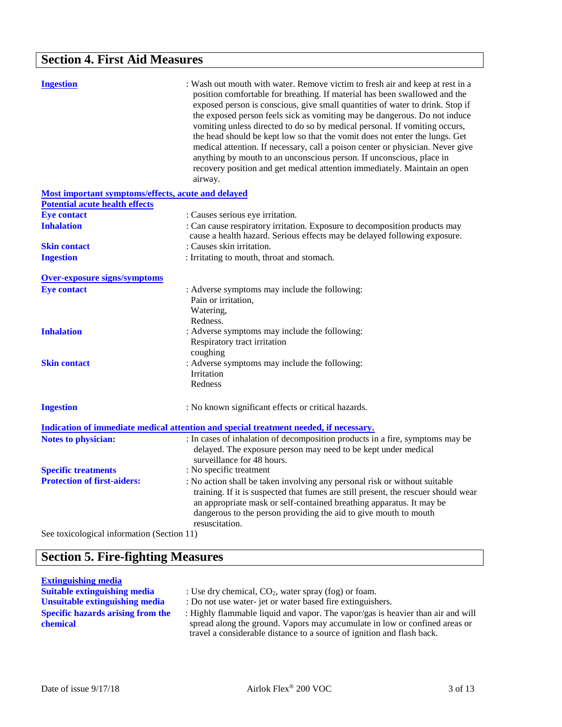## Section 4. First Aid Measures

**Ingestion** : Wash out mouth with water. Remove victim to fresh air and keep at rest in a position comfortable for breathing. If material has been swallowed and the exposed person is conscious, give small quantities of water to drink. Stop if the exposed person feels sick as vomiting may be dangerous. Do not induce vomiting unless directed to do so by medical personal. If vomiting occurs, the head should be kept low so that the vomit does not enter the lungs. Get medical attention. If necessary, call a poison center or physician. Never give anything by mouth to an unconscious person. If unconscious, place in recovery position and get medical attention immediately. Maintain an open airway.

**Most important symptoms/effects, acute and delayed**

**Potential acute health effects**

**Eye contact** : Causes serious eye irritation.

**Inhalation** : Can cause respiratory irritation. Exposure to decomposition products may cause a health hazard. Serious effects may be delayed following exposure.

**Skin contact** : Causes skin irritation.

**Ingestion** : Irritating to mouth, throat and stomach.

**Over-exposure signs/symptoms**

**Eye contact** : Adverse symptoms may include the following:
Pain or irritation,
Watering,
Redness.

**Inhalation** : Adverse symptoms may include the following:
Respiratory tract irritation
coughing

**Skin contact** : Adverse symptoms may include the following:
Irritation
Redness

**Ingestion** : No known significant effects or critical hazards.

**Indication of immediate medical attention and special treatment needed, if necessary.**

**Notes to physician:** : In cases of inhalation of decomposition products in a fire, symptoms may be delayed. The exposure person may need to be kept under medical surveillance for 48 hours.

**Specific treatments** : No specific treatment

**Protection of first-aiders:** : No action shall be taken involving any personal risk or without suitable training. If it is suspected that fumes are still present, the rescuer should wear an appropriate mask or self-contained breathing apparatus. It may be dangerous to the person providing the aid to give mouth to mouth resuscitation.

See toxicological information (Section 11)

## Section 5. Fire-fighting Measures

**Extinguishing media**

**Suitable extinguishing media** : Use dry chemical, $CO_2$, water spray (fog) or foam.

**Unsuitable extinguishing media** : Do not use water- jet or water based fire extinguishers.

**Specific hazards arising from the chemical** : Highly flammable liquid and vapor. The vapor/gas is heavier than air and will spread along the ground. Vapors may accumulate in low or confined areas or travel a considerable distance to a source of ignition and flash back.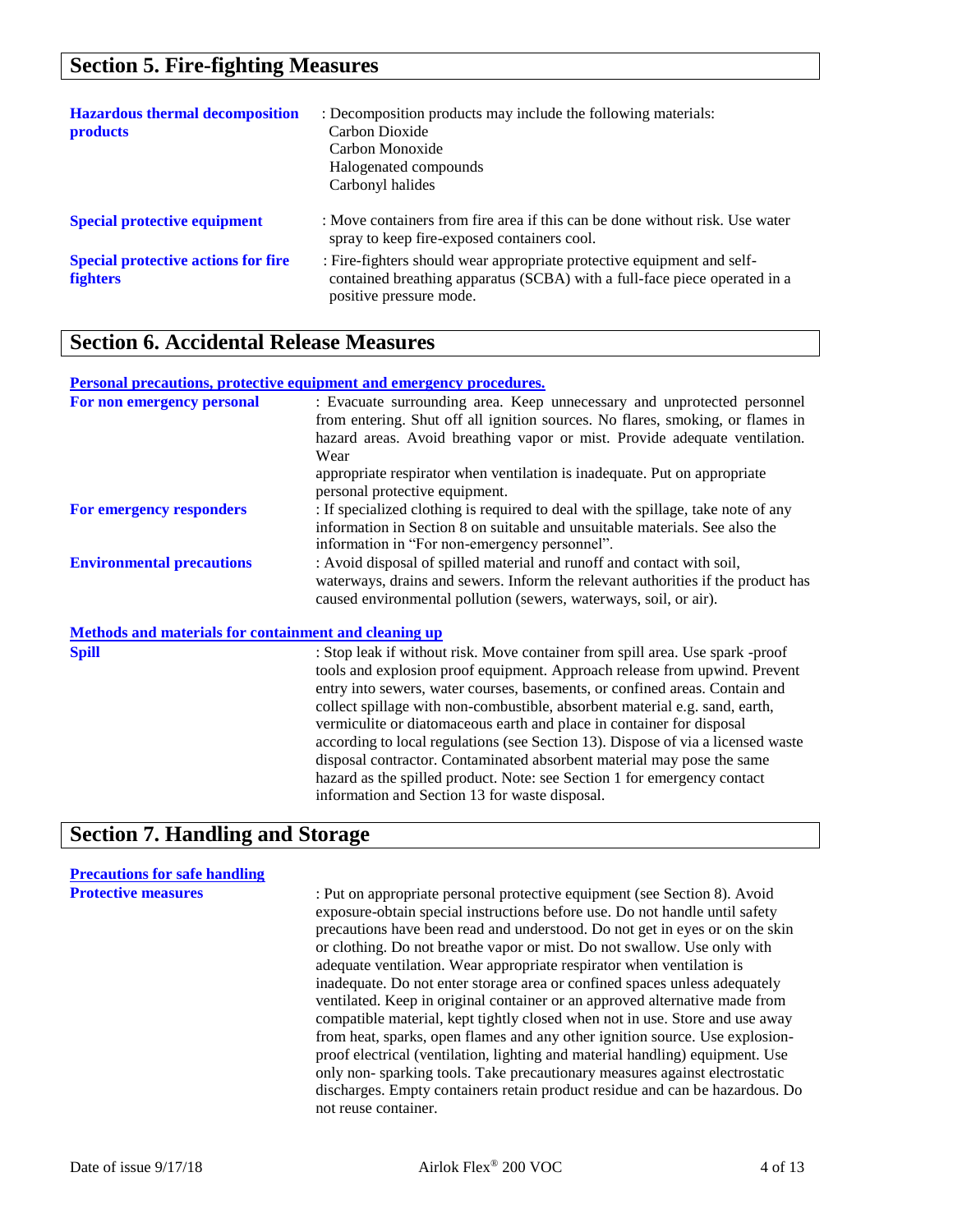## Section 5. Fire-fighting Measures

**Hazardous thermal decomposition products** : Decomposition products may include the following materials:
Carbon Dioxide
Carbon Monoxide
Halogenated compounds
Carbonyl halides

**Special protective equipment** : Move containers from fire area if this can be done without risk. Use water spray to keep fire-exposed containers cool.

**Special protective actions for fire fighters** : Fire-fighters should wear appropriate protective equipment and self-contained breathing apparatus (SCBA) with a full-face piece operated in a positive pressure mode.

## Section 6. Accidental Release Measures

**Personal precautions, protective equipment and emergency procedures.**

**For non emergency personal** : Evacuate surrounding area. Keep unnecessary and unprotected personnel from entering. Shut off all ignition sources. No flares, smoking, or flames in hazard areas. Avoid breathing vapor or mist. Provide adequate ventilation. Wear appropriate respirator when ventilation is inadequate. Put on appropriate personal protective equipment.

**For emergency responders** : If specialized clothing is required to deal with the spillage, take note of any information in Section 8 on suitable and unsuitable materials. See also the information in "For non-emergency personnel".

**Environmental precautions** : Avoid disposal of spilled material and runoff and contact with soil, waterways, drains and sewers. Inform the relevant authorities if the product has caused environmental pollution (sewers, waterways, soil, or air).

**Methods and materials for containment and cleaning up**

**Spill** : Stop leak if without risk. Move container from spill area. Use spark -proof tools and explosion proof equipment. Approach release from upwind. Prevent entry into sewers, water courses, basements, or confined areas. Contain and collect spillage with non-combustible, absorbent material e.g. sand, earth, vermiculite or diatomaceous earth and place in container for disposal according to local regulations (see Section 13). Dispose of via a licensed waste disposal contractor. Contaminated absorbent material may pose the same hazard as the spilled product. Note: see Section 1 for emergency contact information and Section 13 for waste disposal.

## Section 7. Handling and Storage

**Precautions for safe handling**

**Protective measures** : Put on appropriate personal protective equipment (see Section 8). Avoid exposure-obtain special instructions before use. Do not handle until safety precautions have been read and understood. Do not get in eyes or on the skin or clothing. Do not breathe vapor or mist. Do not swallow. Use only with adequate ventilation. Wear appropriate respirator when ventilation is inadequate. Do not enter storage area or confined spaces unless adequately ventilated. Keep in original container or an approved alternative made from compatible material, kept tightly closed when not in use. Store and use away from heat, sparks, open flames and any other ignition source. Use explosion-proof electrical (ventilation, lighting and material handling) equipment. Use only non- sparking tools. Take precautionary measures against electrostatic discharges. Empty containers retain product residue and can be hazardous. Do not reuse container.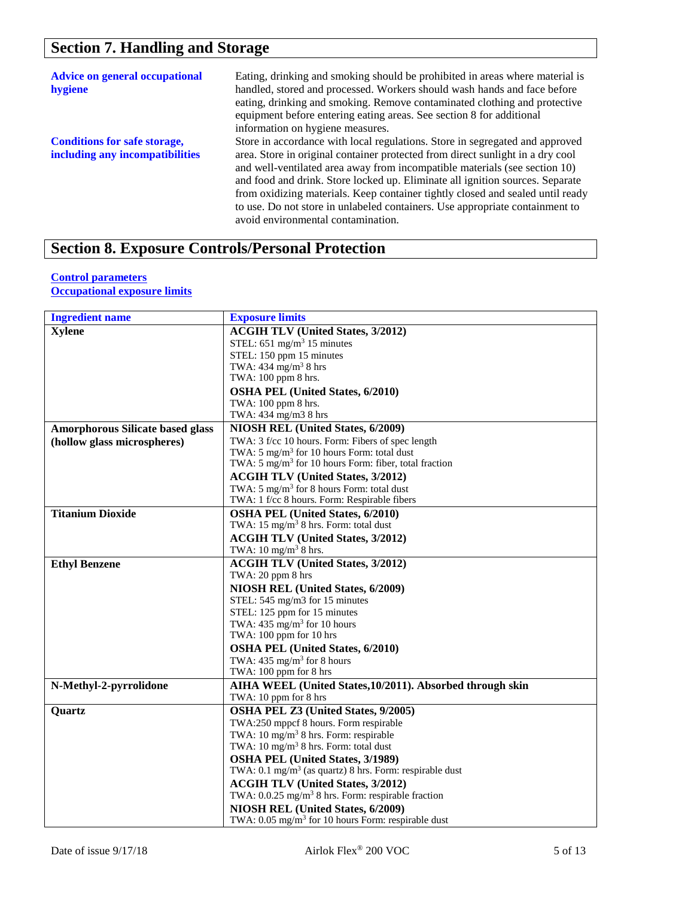## Section 7. Handling and Storage

**Advice on general occupational hygiene**

Eating, drinking and smoking should be prohibited in areas where material is handled, stored and processed. Workers should wash hands and face before eating, drinking and smoking. Remove contaminated clothing and protective equipment before entering eating areas. See section 8 for additional information on hygiene measures.

**Conditions for safe storage, including any incompatibilities**

Store in accordance with local regulations. Store in segregated and approved area. Store in original container protected from direct sunlight in a dry cool and well-ventilated area away from incompatible materials (see section 10) and food and drink. Store locked up. Eliminate all ignition sources. Separate from oxidizing materials. Keep container tightly closed and sealed until ready to use. Do not store in unlabeled containers. Use appropriate containment to avoid environmental contamination.

## Section 8. Exposure Controls/Personal Protection

**Control parameters**

**Occupational exposure limits**

| Ingredient name | Exposure limits |
| --- | --- |
| **Xylene** | **ACGIH TLV (United States, 3/2012)**<br>STEL: 651 mg/m$^3$ 15 minutes<br>STEL: 150 ppm 15 minutes<br>TWA: 434 mg/m$^3$ 8 hrs<br>TWA: 100 ppm 8 hrs.<br>**OSHA PEL (United States, 6/2010)**<br>TWA: 100 ppm 8 hrs.<br>TWA: 434 mg/m3 8 hrs |
| **Amorphorous Silicate based glass (hollow glass microspheres)** | **NIOSH REL (United States, 6/2009)**<br>TWA: 3 f/cc 10 hours. Form: Fibers of spec length<br>TWA: 5 mg/m$^3$ for 10 hours Form: total dust<br>TWA: 5 mg/m$^3$ for 10 hours Form: fiber, total fraction<br>**ACGIH TLV (United States, 3/2012)**<br>TWA: 5 mg/m$^3$ for 8 hours Form: total dust<br>TWA: 1 f/cc 8 hours. Form: Respirable fibers |
| **Titanium Dioxide** | **OSHA PEL (United States, 6/2010)**<br>TWA: 15 mg/m$^3$ 8 hrs. Form: total dust<br>**ACGIH TLV (United States, 3/2012)**<br>TWA: 10 mg/m$^3$ 8 hrs. |
| **Ethyl Benzene** | **ACGIH TLV (United States, 3/2012)**<br>TWA: 20 ppm 8 hrs<br>**NIOSH REL (United States, 6/2009)**<br>STEL: 545 mg/m3 for 15 minutes<br>STEL: 125 ppm for 15 minutes<br>TWA: 435 mg/m$^3$ for 10 hours<br>TWA: 100 ppm for 10 hrs<br>**OSHA PEL (United States, 6/2010)**<br>TWA: 435 mg/m$^3$ for 8 hours<br>TWA: 100 ppm for 8 hrs |
| **N-Methyl-2-pyrrolidone** | **AIHA WEEL (United States,10/2011). Absorbed through skin**<br>TWA: 10 ppm for 8 hrs |
| **Quartz** | **OSHA PEL Z3 (United States, 9/2005)**<br>TWA:250 mppcf 8 hours. Form respirable<br>TWA: 10 mg/m$^3$ 8 hrs. Form: respirable<br>TWA: 10 mg/m$^3$ 8 hrs. Form: total dust<br>**OSHA PEL (United States, 3/1989)**<br>TWA: 0.1 mg/m$^3$ (as quartz) 8 hrs. Form: respirable dust<br>**ACGIH TLV (United States, 3/2012)**<br>TWA: 0.0.25 mg/m$^3$ 8 hrs. Form: respirable fraction<br>**NIOSH REL (United States, 6/2009)**<br>TWA: 0.05 mg/m$^3$ for 10 hours Form: respirable dust |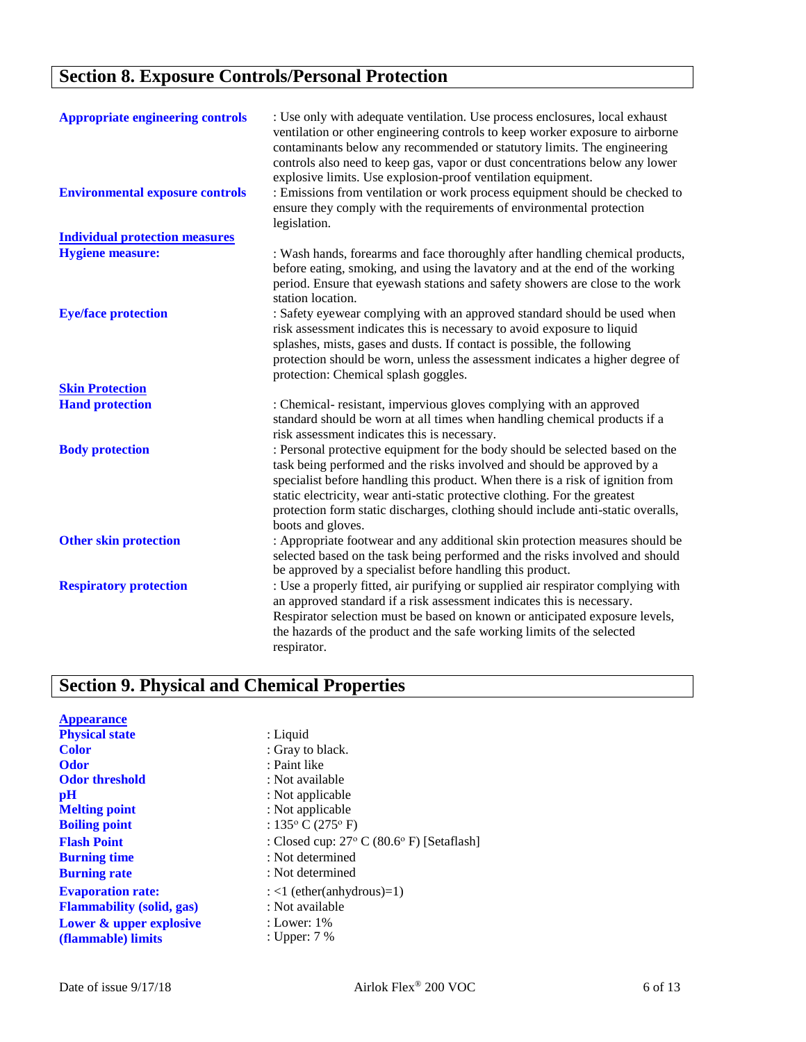## Section 8. Exposure Controls/Personal Protection

**Appropriate engineering controls** : Use only with adequate ventilation. Use process enclosures, local exhaust ventilation or other engineering controls to keep worker exposure to airborne contaminants below any recommended or statutory limits. The engineering controls also need to keep gas, vapor or dust concentrations below any lower explosive limits. Use explosion-proof ventilation equipment.

**Environmental exposure controls** : Emissions from ventilation or work process equipment should be checked to ensure they comply with the requirements of environmental protection legislation.

**Individual protection measures**

**Hygiene measure:** : Wash hands, forearms and face thoroughly after handling chemical products, before eating, smoking, and using the lavatory and at the end of the working period. Ensure that eyewash stations and safety showers are close to the work station location.

**Eye/face protection** : Safety eyewear complying with an approved standard should be used when risk assessment indicates this is necessary to avoid exposure to liquid splashes, mists, gases and dusts. If contact is possible, the following protection should be worn, unless the assessment indicates a higher degree of protection: Chemical splash goggles.

**Skin Protection**

**Hand protection** : Chemical- resistant, impervious gloves complying with an approved standard should be worn at all times when handling chemical products if a risk assessment indicates this is necessary.

**Body protection** : Personal protective equipment for the body should be selected based on the task being performed and the risks involved and should be approved by a specialist before handling this product. When there is a risk of ignition from static electricity, wear anti-static protective clothing. For the greatest protection form static discharges, clothing should include anti-static overalls, boots and gloves.

**Other skin protection** : Appropriate footwear and any additional skin protection measures should be selected based on the task being performed and the risks involved and should be approved by a specialist before handling this product.

**Respiratory protection** : Use a properly fitted, air purifying or supplied air respirator complying with an approved standard if a risk assessment indicates this is necessary. Respirator selection must be based on known or anticipated exposure levels, the hazards of the product and the safe working limits of the selected respirator.

## Section 9. Physical and Chemical Properties

**Appearance**

**Physical state** : Liquid

**Color** : Gray to black.

**Odor** : Paint like

**Odor threshold** : Not available

**pH** : Not applicable

**Melting point** : Not applicable

**Boiling point** : 135° C (275° F)

**Flash Point** : Closed cup: 27° C (80.6° F) [Setaflash]

**Burning time** : Not determined

**Burning rate** : Not determined

**Evaporation rate:** : <1 (ether(anhydrous)=1)

**Flammability (solid, gas)** : Not available

**Lower & upper explosive (flammable) limits** : Lower: 1%
: Upper: 7 %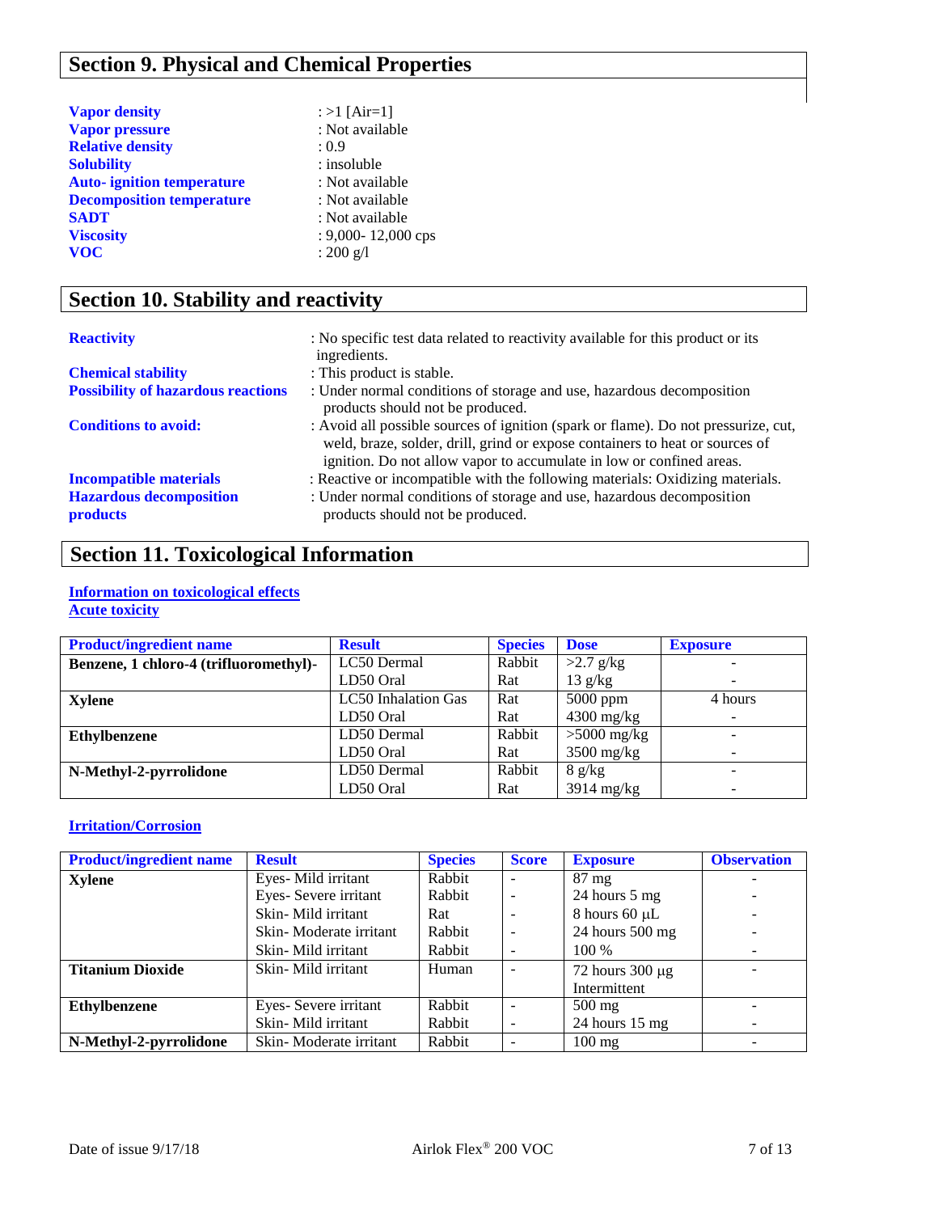## Section 9. Physical and Chemical Properties

**Vapor density** : >1 [Air=1]
**Vapor pressure** : Not available
**Relative density** : 0.9
**Solubility** : insoluble
**Auto- ignition temperature** : Not available
**Decomposition temperature** : Not available
**SADT** : Not available
**Viscosity** : 9,000- 12,000 cps
**VOC** : 200 g/l

## Section 10. Stability and reactivity

**Reactivity** : No specific test data related to reactivity available for this product or its ingredients.

**Chemical stability** : This product is stable.

**Possibility of hazardous reactions** : Under normal conditions of storage and use, hazardous decomposition products should not be produced.

**Conditions to avoid:** : Avoid all possible sources of ignition (spark or flame). Do not pressurize, cut, weld, braze, solder, drill, grind or expose containers to heat or sources of ignition. Do not allow vapor to accumulate in low or confined areas.

**Incompatible materials** : Reactive or incompatible with the following materials: Oxidizing materials.

**Hazardous decomposition products** : Under normal conditions of storage and use, hazardous decomposition products should not be produced.

## Section 11. Toxicological Information

**Information on toxicological effects**

**Acute toxicity**

| Product/ingredient name | Result | Species | Dose | Exposure |
|---|---|---|---|---|
| **Benzene, 1 chloro-4 (trifluoromethyl)-** | LC50 Dermal | Rabbit | >2.7 g/kg | - |
| | LD50 Oral | Rat | 13 g/kg | - |
| **Xylene** | LC50 Inhalation Gas | Rat | 5000 ppm | 4 hours |
| | LD50 Oral | Rat | 4300 mg/kg | - |
| **Ethylbenzene** | LD50 Dermal | Rabbit | >5000 mg/kg | - |
| | LD50 Oral | Rat | 3500 mg/kg | - |
| **N-Methyl-2-pyrrolidone** | LD50 Dermal | Rabbit | 8 g/kg | - |
| | LD50 Oral | Rat | 3914 mg/kg | - |

**Irritation/Corrosion**

| Product/ingredient name | Result | Species | Score | Exposure | Observation |
|---|---|---|---|---|---|
| **Xylene** | Eyes- Mild irritant | Rabbit | - | 87 mg | - |
| | Eyes- Severe irritant | Rabbit | - | 24 hours 5 mg | - |
| | Skin- Mild irritant | Rat | - | 8 hours 60 µL | - |
| | Skin- Moderate irritant | Rabbit | - | 24 hours 500 mg | - |
| | Skin- Mild irritant | Rabbit | - | 100 % | - |
| **Titanium Dioxide** | Skin- Mild irritant | Human | - | 72 hours 300 µg Intermittent | - |
| **Ethylbenzene** | Eyes- Severe irritant | Rabbit | - | 500 mg | - |
| | Skin- Mild irritant | Rabbit | - | 24 hours 15 mg | - |
| **N-Methyl-2-pyrrolidone** | Skin- Moderate irritant | Rabbit | - | 100 mg | - |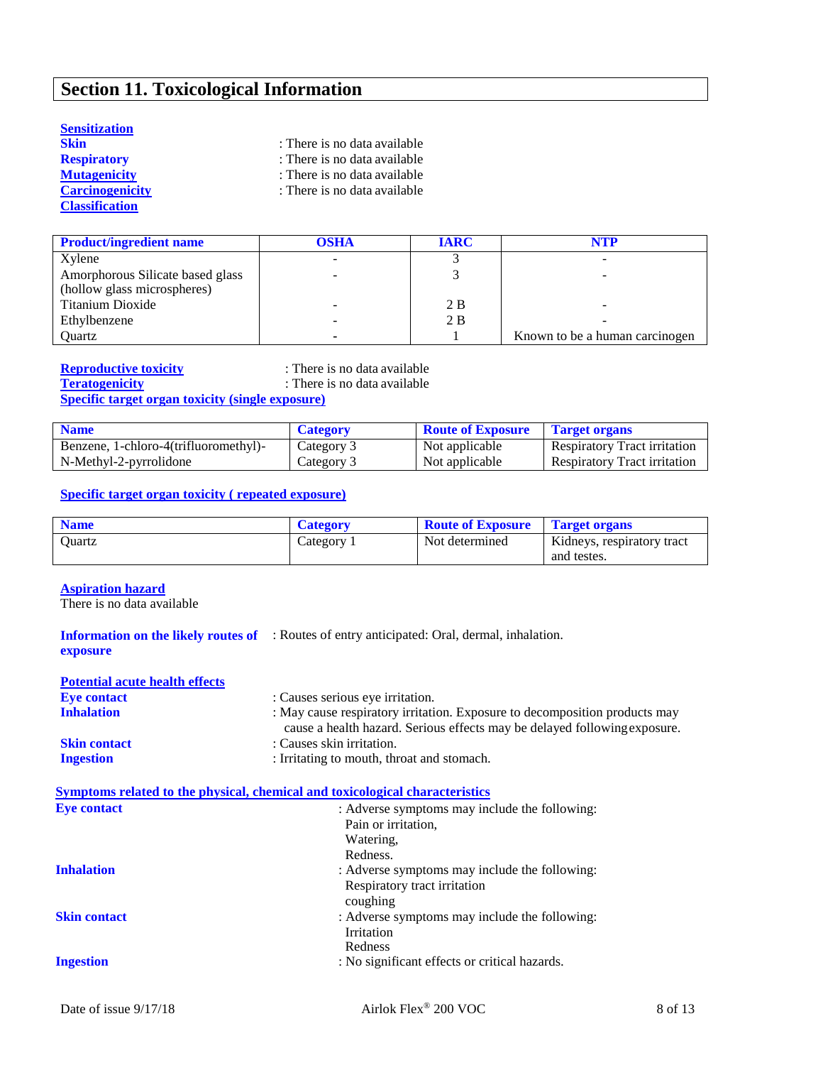## Section 11. Toxicological Information

**Sensitization**

**Skin** : There is no data available

**Respiratory** : There is no data available

**Mutagenicity** : There is no data available

**Carcinogenicity** : There is no data available

**Classification**

| Product/ingredient name | OSHA | IARC | NTP |
|---|---|---|---|
| Xylene | - | 3 | - |
| Amorphorous Silicate based glass (hollow glass microspheres) | - | 3 | - |
| Titanium Dioxide | - | 2 B | - |
| Ethylbenzene | - | 2 B | - |
| Quartz | - | 1 | Known to be a human carcinogen |

**Reproductive toxicity** : There is no data available

**Teratogenicity** : There is no data available

**Specific target organ toxicity (single exposure)**

| Name | Category | Route of Exposure | Target organs |
|---|---|---|---|
| Benzene, 1-chloro-4(trifluoromethyl)- | Category 3 | Not applicable | Respiratory Tract irritation |
| N-Methyl-2-pyrrolidone | Category 3 | Not applicable | Respiratory Tract irritation |

**Specific target organ toxicity ( repeated exposure)**

| Name | Category | Route of Exposure | Target organs |
|---|---|---|---|
| Quartz | Category 1 | Not determined | Kidneys, respiratory tract and testes. |

**Aspiration hazard**

There is no data available

**Information on the likely routes of exposure** : Routes of entry anticipated: Oral, dermal, inhalation.

**Potential acute health effects**

**Eye contact** : Causes serious eye irritation.

**Inhalation** : May cause respiratory irritation. Exposure to decomposition products may cause a health hazard. Serious effects may be delayed following exposure.

**Skin contact** : Causes skin irritation.

**Ingestion** : Irritating to mouth, throat and stomach.

**Symptoms related to the physical, chemical and toxicological characteristics**

**Eye contact** : Adverse symptoms may include the following:
Pain or irritation,
Watering,
Redness.

**Inhalation** : Adverse symptoms may include the following:
Respiratory tract irritation
coughing

**Skin contact** : Adverse symptoms may include the following:
Irritation
Redness

**Ingestion** : No significant effects or critical hazards.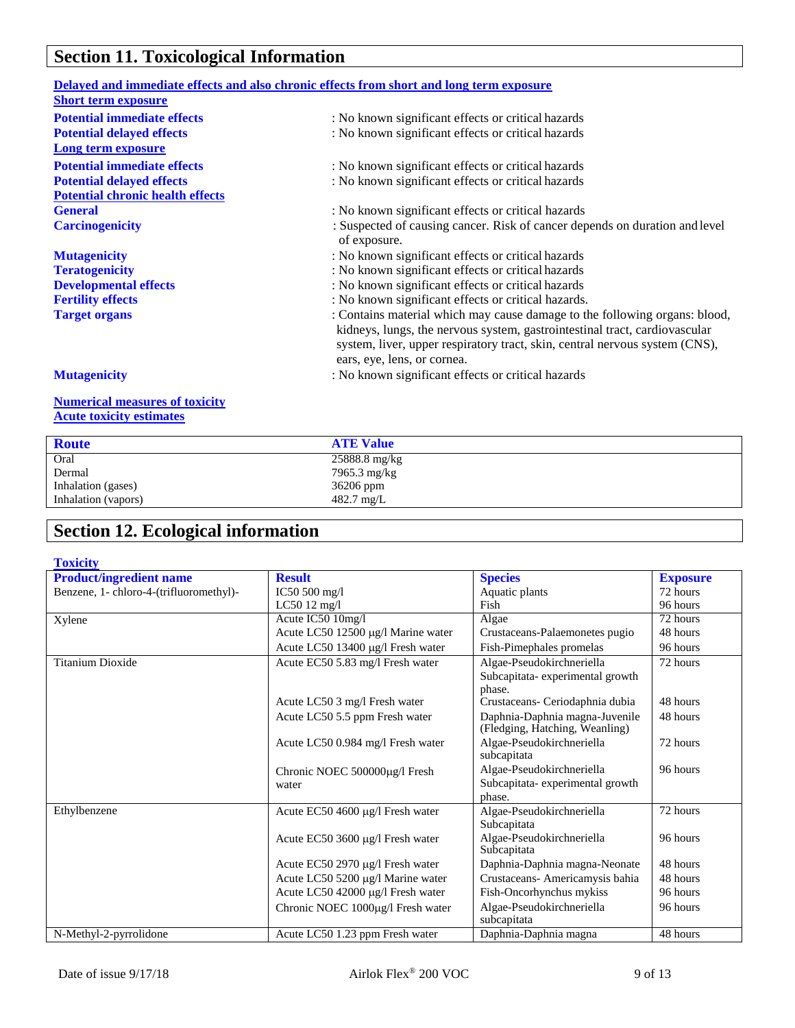## Section 11. Toxicological Information

**Delayed and immediate effects and also chronic effects from short and long term exposure**

**Short term exposure**

**Potential immediate effects** : No known significant effects or critical hazards

**Potential delayed effects** : No known significant effects or critical hazards

**Long term exposure**

**Potential immediate effects** : No known significant effects or critical hazards

**Potential delayed effects** : No known significant effects or critical hazards

**Potential chronic health effects**

**General** : No known significant effects or critical hazards

**Carcinogenicity** : Suspected of causing cancer. Risk of cancer depends on duration and level of exposure.

**Mutagenicity** : No known significant effects or critical hazards

**Teratogenicity** : No known significant effects or critical hazards

**Developmental effects** : No known significant effects or critical hazards

**Fertility effects** : No known significant effects or critical hazards.

**Target organs** : Contains material which may cause damage to the following organs: blood, kidneys, lungs, the nervous system, gastrointestinal tract, cardiovascular system, liver, upper respiratory tract, skin, central nervous system (CNS), ears, eye, lens, or cornea.

**Mutagenicity** : No known significant effects or critical hazards

**Numerical measures of toxicity**

**Acute toxicity estimates**

| Route | ATE Value |
|---|---|
| Oral | 25888.8 mg/kg |
| Dermal | 7965.3 mg/kg |
| Inhalation (gases) | 36206 ppm |
| Inhalation (vapors) | 482.7 mg/L |

## Section 12. Ecological information

**Toxicity**

| Product/ingredient name | Result | Species | Exposure |
|---|---|---|---|
| Benzene, 1- chloro-4-(trifluoromethyl)- | IC50 500 mg/l | Aquatic plants | 72 hours |
| | LC50 12 mg/l | Fish | 96 hours |
| Xylene | Acute IC50 10mg/l | Algae | 72 hours |
| | Acute LC50 12500 µg/l Marine water | Crustaceans-Palaemonetes pugio | 48 hours |
| | Acute LC50 13400 µg/l Fresh water | Fish-Pimephales promelas | 96 hours |
| Titanium Dioxide | Acute EC50 5.83 mg/l Fresh water | Algae-Pseudokirchneriella Subcapitata- experimental growth phase. | 72 hours |
| | Acute LC50 3 mg/l Fresh water | Crustaceans- Ceriodaphnia dubia | 48 hours |
| | Acute LC50 5.5 ppm Fresh water | Daphnia-Daphnia magna-Juvenile (Fledging, Hatching, Weanling) | 48 hours |
| | Acute LC50 0.984 mg/l Fresh water | Algae-Pseudokirchneriella subcapitata | 72 hours |
| | Chronic NOEC 500000µg/l Fresh water | Algae-Pseudokirchneriella Subcapitata- experimental growth phase. | 96 hours |
| Ethylbenzene | Acute EC50 4600 µg/l Fresh water | Algae-Pseudokirchneriella Subcapitata | 72 hours |
| | Acute EC50 3600 µg/l Fresh water | Algae-Pseudokirchneriella Subcapitata | 96 hours |
| | Acute EC50 2970 µg/l Fresh water | Daphnia-Daphnia magna-Neonate | 48 hours |
| | Acute LC50 5200 µg/l Marine water | Crustaceans- Americamysis bahia | 48 hours |
| | Acute LC50 42000 µg/l Fresh water | Fish-Oncorhynchus mykiss | 96 hours |
| | Chronic NOEC 1000µg/l Fresh water | Algae-Pseudokirchneriella subcapitata | 96 hours |
| N-Methyl-2-pyrrolidone | Acute LC50 1.23 ppm Fresh water | Daphnia-Daphnia magna | 48 hours |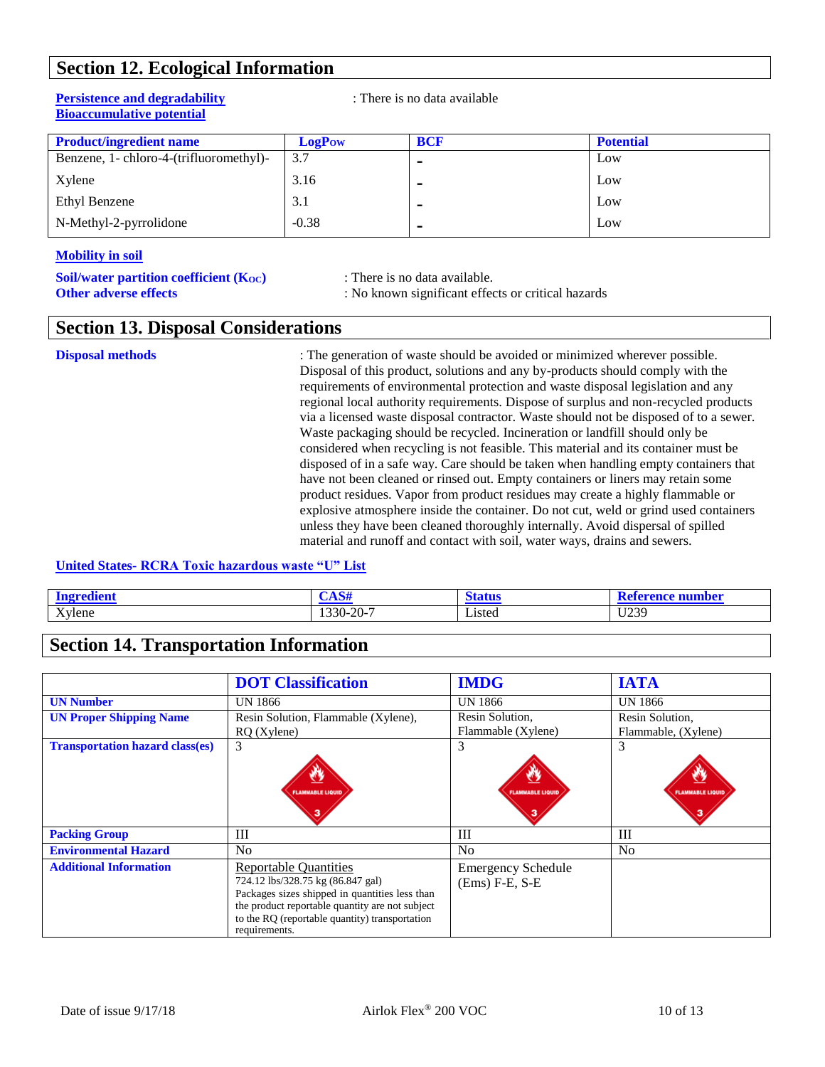## Section 12. Ecological Information

**Persistence and degradability** : There is no data available
**Bioaccumulative potential**

| Product/ingredient name | LogPow | BCF | Potential |
|---|---|---|---|
| Benzene, 1- chloro-4-(trifluoromethyl)- | 3.7 | - | Low |
| Xylene | 3.16 | - | Low |
| Ethyl Benzene | 3.1 | - | Low |
| N-Methyl-2-pyrrolidone | -0.38 | - | Low |

**Mobility in soil**

**Soil/water partition coefficient ($K_{OC}$)** : There is no data available.
**Other adverse effects** : No known significant effects or critical hazards

## Section 13. Disposal Considerations

**Disposal methods** : The generation of waste should be avoided or minimized wherever possible. Disposal of this product, solutions and any by-products should comply with the requirements of environmental protection and waste disposal legislation and any regional local authority requirements. Dispose of surplus and non-recycled products via a licensed waste disposal contractor. Waste should not be disposed of to a sewer. Waste packaging should be recycled. Incineration or landfill should only be considered when recycling is not feasible. This material and its container must be disposed of in a safe way. Care should be taken when handling empty containers that have not been cleaned or rinsed out. Empty containers or liners may retain some product residues. Vapor from product residues may create a highly flammable or explosive atmosphere inside the container. Do not cut, weld or grind used containers unless they have been cleaned thoroughly internally. Avoid dispersal of spilled material and runoff and contact with soil, water ways, drains and sewers.

**United States- RCRA Toxic hazardous waste "U" List**

| Ingredient | CAS# | Status | Reference number |
|---|---|---|---|
| Xylene | 1330-20-7 | Listed | U239 |

## Section 14. Transportation Information

| | DOT Classification | IMDG | IATA |
|---|---|---|---|
| **UN Number** | UN 1866 | UN 1866 | UN 1866 |
| **UN Proper Shipping Name** | Resin Solution, Flammable (Xylene), RQ (Xylene) | Resin Solution, Flammable (Xylene) | Resin Solution, Flammable, (Xylene) |
| **Transportation hazard class(es)** | 3 | 3 | 3 |
| **Packing Group** | III | III | III |
| **Environmental Hazard** | No | No | No |
| **Additional Information** | Reportable Quantities 724.12 lbs/328.75 kg (86.847 gal) Packages sizes shipped in quantities less than the product reportable quantity are not subject to the RQ (reportable quantity) transportation requirements. | Emergency Schedule (Ems) F-E, S-E | |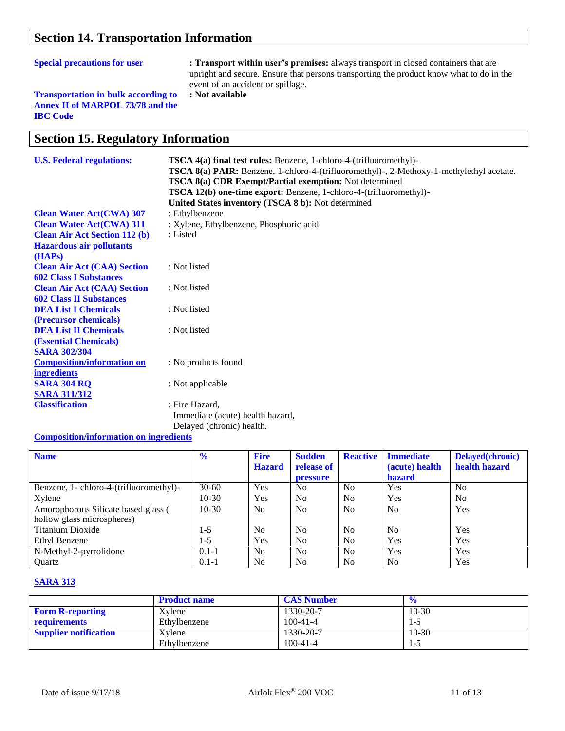## Section 14. Transportation Information

**Special precautions for user** : **Transport within user's premises:** always transport in closed containers that are upright and secure. Ensure that persons transporting the product know what to do in the event of an accident or spillage.

**Transportation in bulk according to Annex II of MARPOL 73/78 and the IBC Code** : **Not available**

## Section 15. Regulatory Information

**U.S. Federal regulations:**
**TSCA 4(a) final test rules:** Benzene, 1-chloro-4-(trifluoromethyl)-
**TSCA 8(a) PAIR:** Benzene, 1-chloro-4-(trifluoromethyl)-, 2-Methoxy-1-methylethyl acetate.
**TSCA 8(a) CDR Exempt/Partial exemption:** Not determined
**TSCA 12(b) one-time export:** Benzene, 1-chloro-4-(trifluoromethyl)-
**United States inventory (TSCA 8 b):** Not determined

**Clean Water Act(CWA) 307** : Ethylbenzene

**Clean Water Act(CWA) 311** : Xylene, Ethylbenzene, Phosphoric acid

**Clean Air Act Section 112 (b) Hazardous air pollutants (HAPs)** : Listed

**Clean Air Act (CAA) Section 602 Class I Substances** : Not listed

**Clean Air Act (CAA) Section 602 Class II Substances** : Not listed

**DEA List I Chemicals (Precursor chemicals)** : Not listed

**DEA List II Chemicals (Essential Chemicals)** : Not listed

**SARA 302/304**

**Composition/information on ingredients** : No products found

**SARA 304 RQ** : Not applicable

**SARA 311/312**

**Classification** : Fire Hazard,
Immediate (acute) health hazard,
Delayed (chronic) health.

**Composition/information on ingredients**

| Name | % | Fire Hazard | Sudden release of pressure | Reactive | Immediate (acute) health hazard | Delayed(chronic) health hazard |
|---|---|---|---|---|---|---|
| Benzene, 1- chloro-4-(trifluoromethyl)- | 30-60 | Yes | No | No | Yes | No |
| Xylene | 10-30 | Yes | No | No | Yes | No |
| Amorophorous Silicate based glass ( hollow glass microspheres) | 10-30 | No | No | No | No | Yes |
| Titanium Dioxide | 1-5 | No | No | No | No | Yes |
| Ethyl Benzene | 1-5 | Yes | No | No | Yes | Yes |
| N-Methyl-2-pyrrolidone | 0.1-1 | No | No | No | Yes | Yes |
| Quartz | 0.1-1 | No | No | No | No | Yes |

**SARA 313**

| | Product name | CAS Number | % |
|---|---|---|---|
| **Form R-reporting requirements** | Xylene<br>Ethylbenzene | 1330-20-7<br>100-41-4 | 10-30<br>1-5 |
| **Supplier notification** | Xylene<br>Ethylbenzene | 1330-20-7<br>100-41-4 | 10-30<br>1-5 |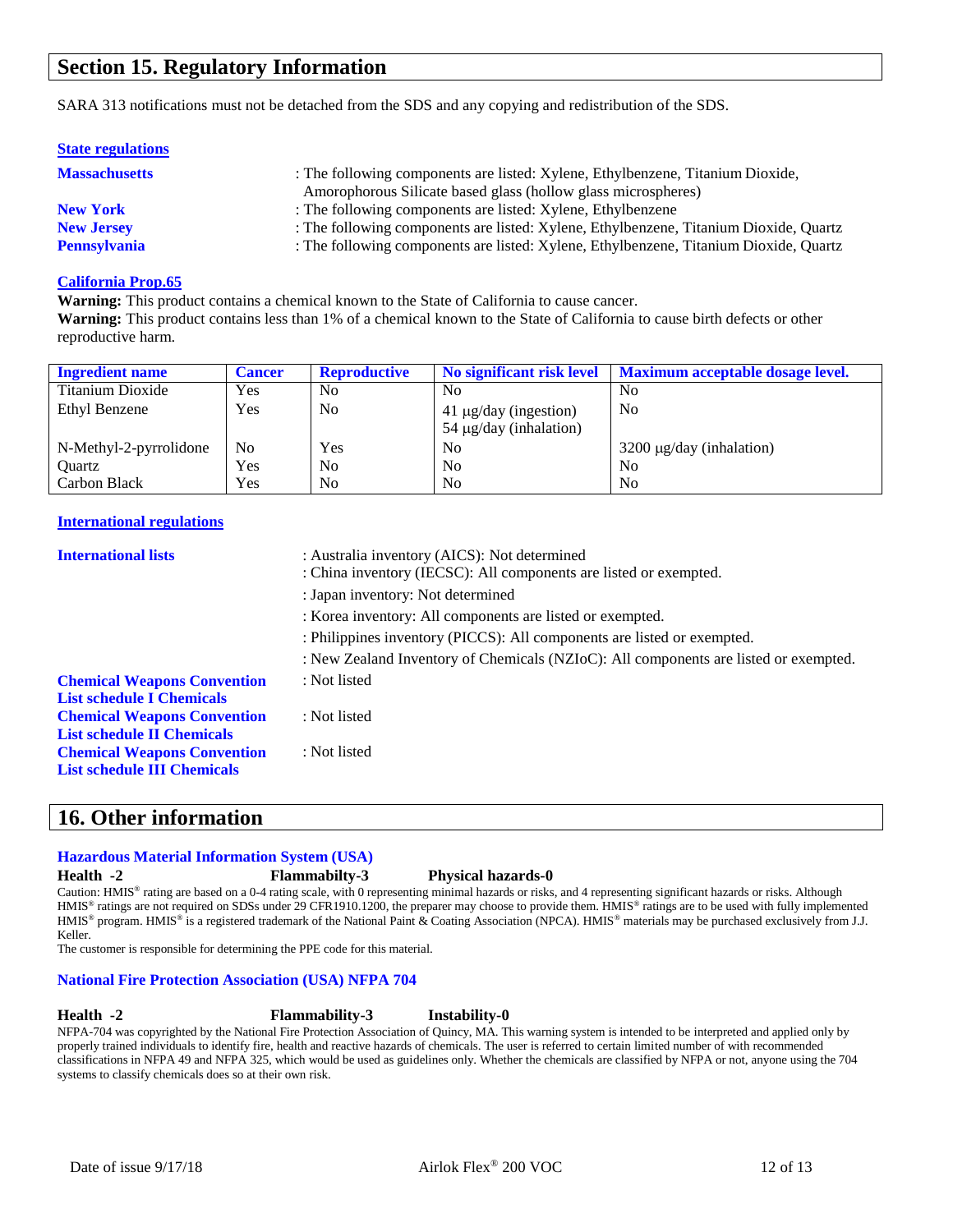## Section 15. Regulatory Information

SARA 313 notifications must not be detached from the SDS and any copying and redistribution of the SDS.

**State regulations**

**Massachusetts** : The following components are listed: Xylene, Ethylbenzene, Titanium Dioxide, Amorophorous Silicate based glass (hollow glass microspheres)

**New York** : The following components are listed: Xylene, Ethylbenzene

**New Jersey** : The following components are listed: Xylene, Ethylbenzene, Titanium Dioxide, Quartz

**Pennsylvania** : The following components are listed: Xylene, Ethylbenzene, Titanium Dioxide, Quartz

**California Prop.65**

**Warning:** This product contains a chemical known to the State of California to cause cancer.
**Warning:** This product contains less than 1% of a chemical known to the State of California to cause birth defects or other reproductive harm.

| Ingredient name | Cancer | Reproductive | No significant risk level | Maximum acceptable dosage level. |
|---|---|---|---|---|
| Titanium Dioxide | Yes | No | No | No |
| Ethyl Benzene | Yes | No | 41 µg/day (ingestion)<br>54 µg/day (inhalation) | No |
| N-Methyl-2-pyrrolidone | No | Yes | No | 3200 µg/day (inhalation) |
| Quartz | Yes | No | No | No |
| Carbon Black | Yes | No | No | No |

**International regulations**

**International lists** : Australia inventory (AICS): Not determined
: China inventory (IECSC): All components are listed or exempted.
: Japan inventory: Not determined
: Korea inventory: All components are listed or exempted.
: Philippines inventory (PICCS): All components are listed or exempted.
: New Zealand Inventory of Chemicals (NZIoC): All components are listed or exempted.

**Chemical Weapons Convention List schedule I Chemicals** : Not listed

**Chemical Weapons Convention List schedule II Chemicals** : Not listed

**Chemical Weapons Convention List schedule III Chemicals** : Not listed

## 16. Other information

**Hazardous Material Information System (USA)**

**Health -2** **Flammabilty-3** **Physical hazards-0**

Caution: HMIS® rating are based on a 0-4 rating scale, with 0 representing minimal hazards or risks, and 4 representing significant hazards or risks. Although HMIS® ratings are not required on SDSs under 29 CFR1910.1200, the preparer may choose to provide them. HMIS® ratings are to be used with fully implemented HMIS® program. HMIS® is a registered trademark of the National Paint & Coating Association (NPCA). HMIS® materials may be purchased exclusively from J.J. Keller.

The customer is responsible for determining the PPE code for this material.

**National Fire Protection Association (USA) NFPA 704**

**Health -2** **Flammability-3** **Instability-0**

NFPA-704 was copyrighted by the National Fire Protection Association of Quincy, MA. This warning system is intended to be interpreted and applied only by properly trained individuals to identify fire, health and reactive hazards of chemicals. The user is referred to certain limited number of with recommended classifications in NFPA 49 and NFPA 325, which would be used as guidelines only. Whether the chemicals are classified by NFPA or not, anyone using the 704 systems to classify chemicals does so at their own risk.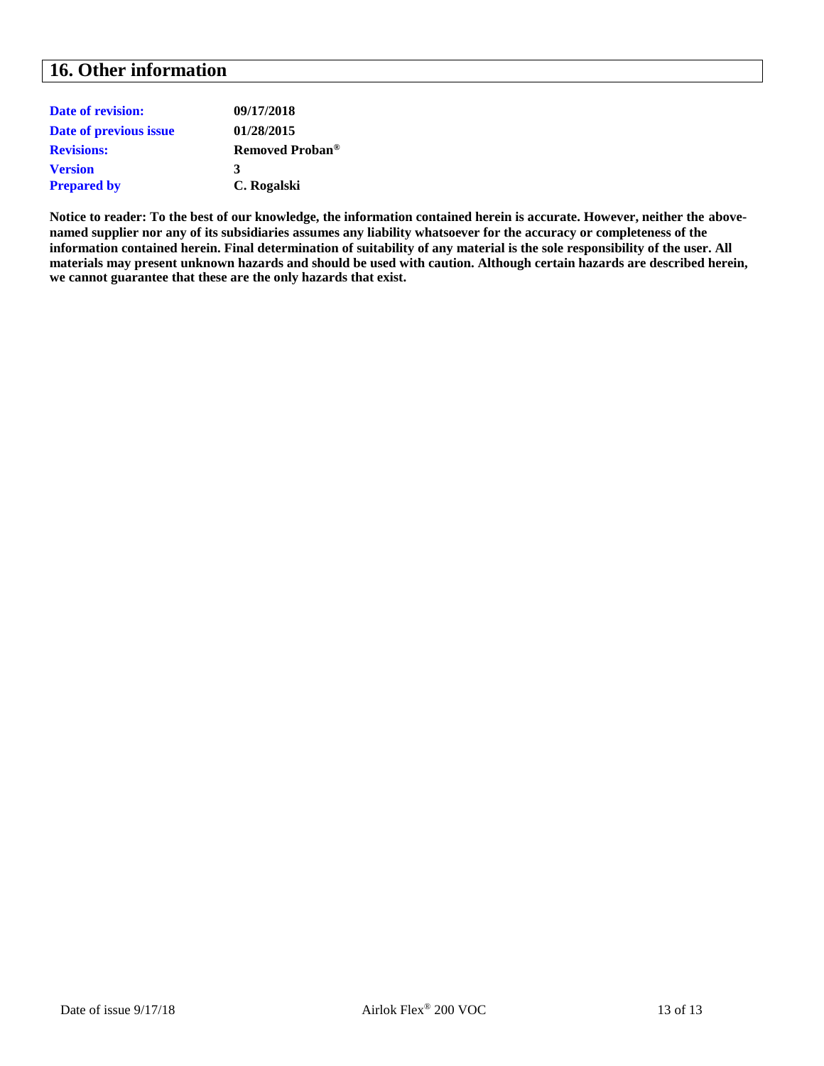## 16. Other information

| | |
|---|---|
| **Date of revision:** | **09/17/2018** |
| **Date of previous issue** | **01/28/2015** |
| **Revisions:** | **Removed Proban®** |
| **Version** | **3** |
| **Prepared by** | **C. Rogalski** |

**Notice to reader: To the best of our knowledge, the information contained herein is accurate. However, neither the above-named supplier nor any of its subsidiaries assumes any liability whatsoever for the accuracy or completeness of the information contained herein. Final determination of suitability of any material is the sole responsibility of the user. All materials may present unknown hazards and should be used with caution. Although certain hazards are described herein, we cannot guarantee that these are the only hazards that exist.**